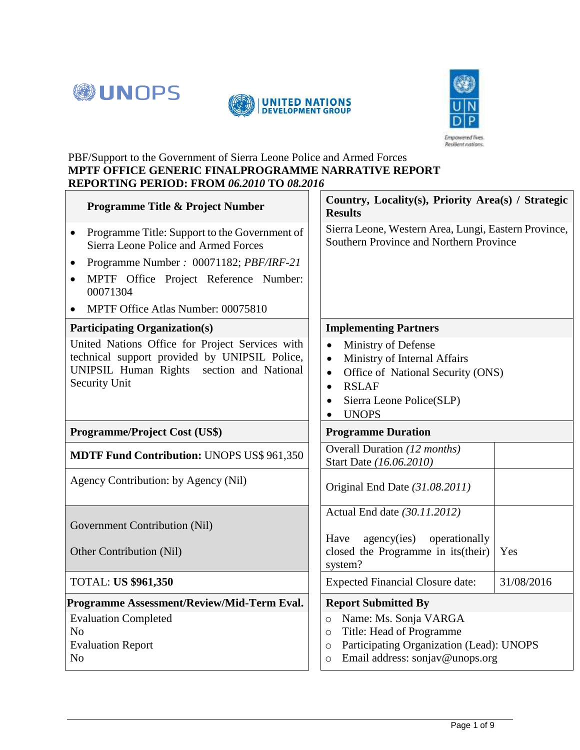PBF/Support to the Government of Sierra Leone Police and Armed Forces

**MPTF OFFICE GENERIC FINALPROGRAMME NARRATIVE REPORT**

**REPORTING PERIOD: FROM *06.2010* TO *08.2016***

| **Programme Title & Project Number** | **Country, Locality(s), Priority Area(s) / Strategic Results** | |
|---|---|---|
| • Programme Title: Support to the Government of Sierra Leone Police and Armed Forces<br>• Programme Number *:* 00071182; *PBF/IRF-21*<br>• MPTF Office Project Reference Number: 00071304<br>• MPTF Office Atlas Number: 00075810 | Sierra Leone, Western Area, Lungi, Eastern Province, Southern Province and Northern Province | |
| **Participating Organization(s)** | **Implementing Partners** | |
| United Nations Office for Project Services with technical support provided by UNIPSIL Police, UNIPSIL Human Rights section and National Security Unit | • Ministry of Defense<br>• Ministry of Internal Affairs<br>• Office of National Security (ONS)<br>• RSLAF<br>• Sierra Leone Police(SLP)<br>• UNOPS | |
| **Programme/Project Cost (US$)** | **Programme Duration** | |
| **MDTF Fund Contribution:** UNOPS US$ 961,350 | Overall Duration *(12 months)*<br>Start Date *(16.06.2010)* | |
| Agency Contribution: by Agency (Nil) | Original End Date *(31.08.2011)* | |
| Government Contribution (Nil)<br><br>Other Contribution (Nil) | Actual End date *(30.11.2012)*<br><br>Have agency(ies) operationally closed the Programme in its(their) system? | Yes |
| TOTAL: **US $961,350** | Expected Financial Closure date: | 31/08/2016 |
| **Programme Assessment/Review/Mid-Term Eval.** | **Report Submitted By** | |
| Evaluation Completed<br>No<br>Evaluation Report<br>No | ○ Name: Ms. Sonja VARGA<br>○ Title: Head of Programme<br>○ Participating Organization (Lead): UNOPS<br>○ Email address: sonjav@unops.org | |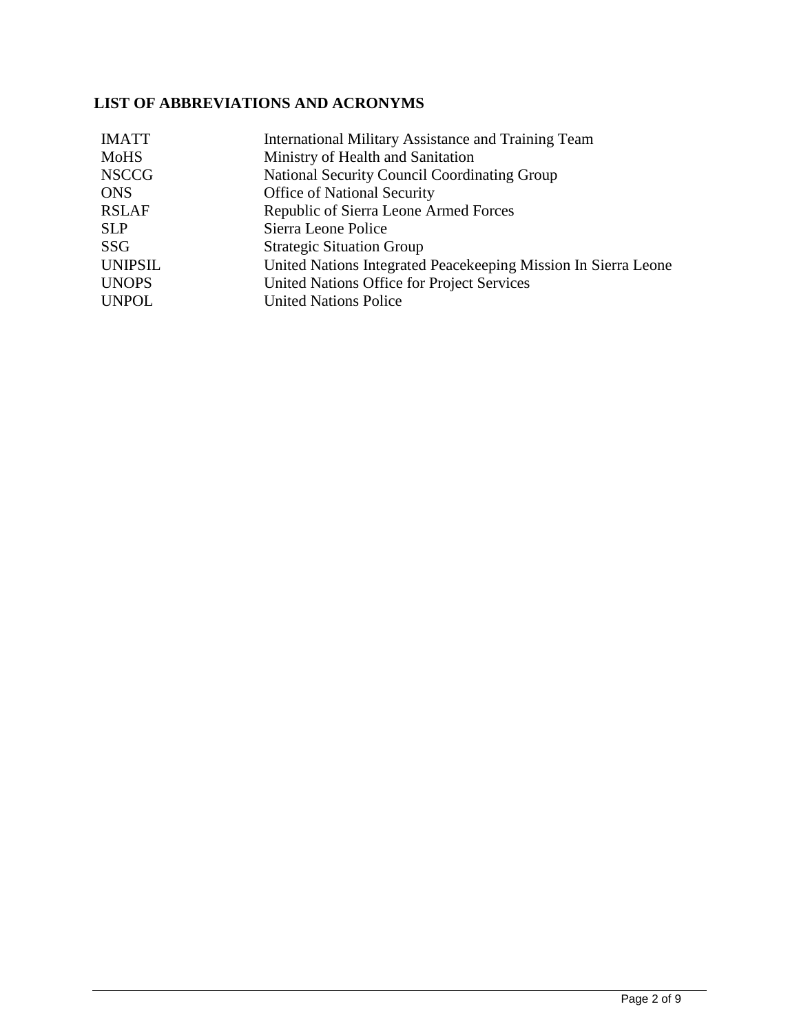## LIST OF ABBREVIATIONS AND ACRONYMS

| | |
|---|---|
| IMATT | International Military Assistance and Training Team |
| MoHS | Ministry of Health and Sanitation |
| NSCCG | National Security Council Coordinating Group |
| ONS | Office of National Security |
| RSLAF | Republic of Sierra Leone Armed Forces |
| SLP | Sierra Leone Police |
| SSG | Strategic Situation Group |
| UNIPSIL | United Nations Integrated Peacekeeping Mission In Sierra Leone |
| UNOPS | United Nations Office for Project Services |
| UNPOL | United Nations Police |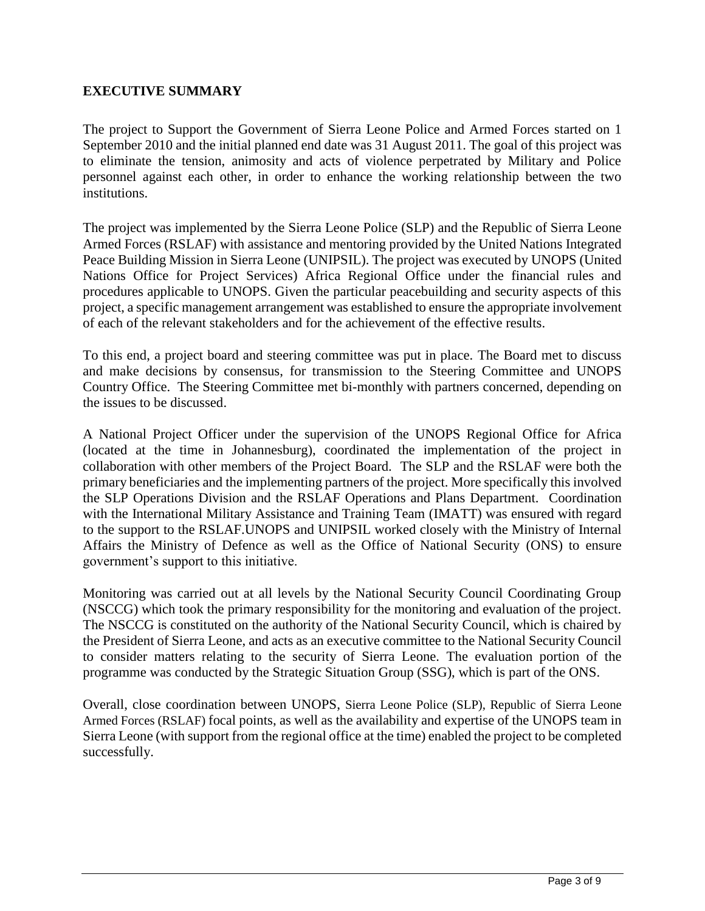## EXECUTIVE SUMMARY

The project to Support the Government of Sierra Leone Police and Armed Forces started on 1 September 2010 and the initial planned end date was 31 August 2011. The goal of this project was to eliminate the tension, animosity and acts of violence perpetrated by Military and Police personnel against each other, in order to enhance the working relationship between the two institutions.

The project was implemented by the Sierra Leone Police (SLP) and the Republic of Sierra Leone Armed Forces (RSLAF) with assistance and mentoring provided by the United Nations Integrated Peace Building Mission in Sierra Leone (UNIPSIL). The project was executed by UNOPS (United Nations Office for Project Services) Africa Regional Office under the financial rules and procedures applicable to UNOPS. Given the particular peacebuilding and security aspects of this project, a specific management arrangement was established to ensure the appropriate involvement of each of the relevant stakeholders and for the achievement of the effective results.

To this end, a project board and steering committee was put in place. The Board met to discuss and make decisions by consensus, for transmission to the Steering Committee and UNOPS Country Office. The Steering Committee met bi-monthly with partners concerned, depending on the issues to be discussed.

A National Project Officer under the supervision of the UNOPS Regional Office for Africa (located at the time in Johannesburg), coordinated the implementation of the project in collaboration with other members of the Project Board. The SLP and the RSLAF were both the primary beneficiaries and the implementing partners of the project. More specifically this involved the SLP Operations Division and the RSLAF Operations and Plans Department. Coordination with the International Military Assistance and Training Team (IMATT) was ensured with regard to the support to the RSLAF.UNOPS and UNIPSIL worked closely with the Ministry of Internal Affairs the Ministry of Defence as well as the Office of National Security (ONS) to ensure government's support to this initiative.

Monitoring was carried out at all levels by the National Security Council Coordinating Group (NSCCG) which took the primary responsibility for the monitoring and evaluation of the project. The NSCCG is constituted on the authority of the National Security Council, which is chaired by the President of Sierra Leone, and acts as an executive committee to the National Security Council to consider matters relating to the security of Sierra Leone. The evaluation portion of the programme was conducted by the Strategic Situation Group (SSG), which is part of the ONS.

Overall, close coordination between UNOPS, Sierra Leone Police (SLP), Republic of Sierra Leone Armed Forces (RSLAF) focal points, as well as the availability and expertise of the UNOPS team in Sierra Leone (with support from the regional office at the time) enabled the project to be completed successfully.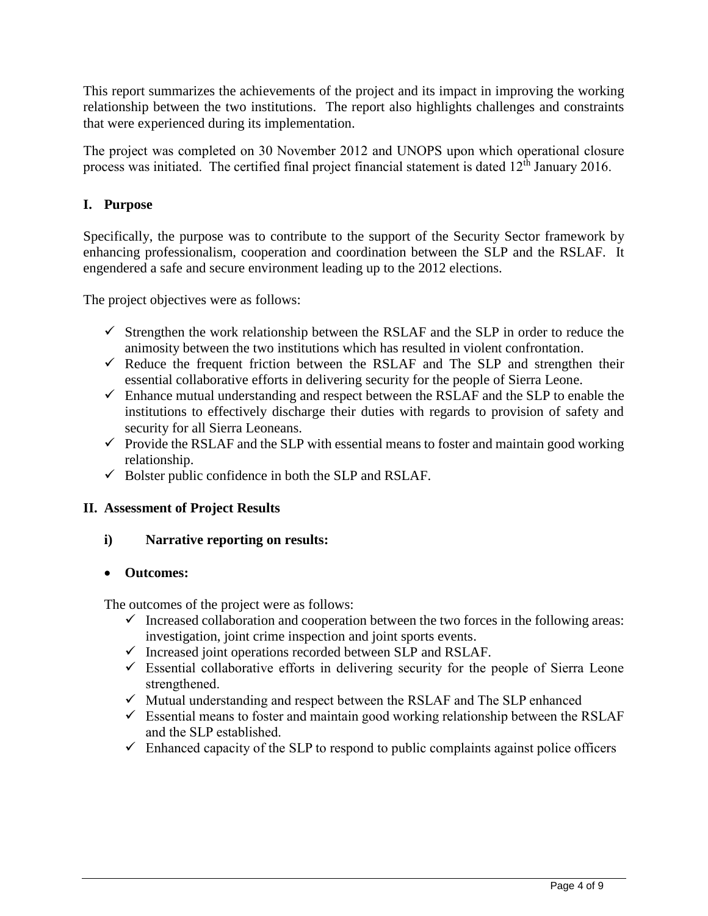This report summarizes the achievements of the project and its impact in improving the working relationship between the two institutions. The report also highlights challenges and constraints that were experienced during its implementation.

The project was completed on 30 November 2012 and UNOPS upon which operational closure process was initiated. The certified final project financial statement is dated 12th January 2016.

## I. Purpose

Specifically, the purpose was to contribute to the support of the Security Sector framework by enhancing professionalism, cooperation and coordination between the SLP and the RSLAF. It engendered a safe and secure environment leading up to the 2012 elections.

The project objectives were as follows:

- ✓ Strengthen the work relationship between the RSLAF and the SLP in order to reduce the animosity between the two institutions which has resulted in violent confrontation.
- ✓ Reduce the frequent friction between the RSLAF and The SLP and strengthen their essential collaborative efforts in delivering security for the people of Sierra Leone.
- ✓ Enhance mutual understanding and respect between the RSLAF and the SLP to enable the institutions to effectively discharge their duties with regards to provision of safety and security for all Sierra Leoneans.
- ✓ Provide the RSLAF and the SLP with essential means to foster and maintain good working relationship.
- ✓ Bolster public confidence in both the SLP and RSLAF.

## II. Assessment of Project Results

### i) Narrative reporting on results:

- **Outcomes:**

The outcomes of the project were as follows:

- ✓ Increased collaboration and cooperation between the two forces in the following areas: investigation, joint crime inspection and joint sports events.
- ✓ Increased joint operations recorded between SLP and RSLAF.
- ✓ Essential collaborative efforts in delivering security for the people of Sierra Leone strengthened.
- ✓ Mutual understanding and respect between the RSLAF and The SLP enhanced
- ✓ Essential means to foster and maintain good working relationship between the RSLAF and the SLP established.
- ✓ Enhanced capacity of the SLP to respond to public complaints against police officers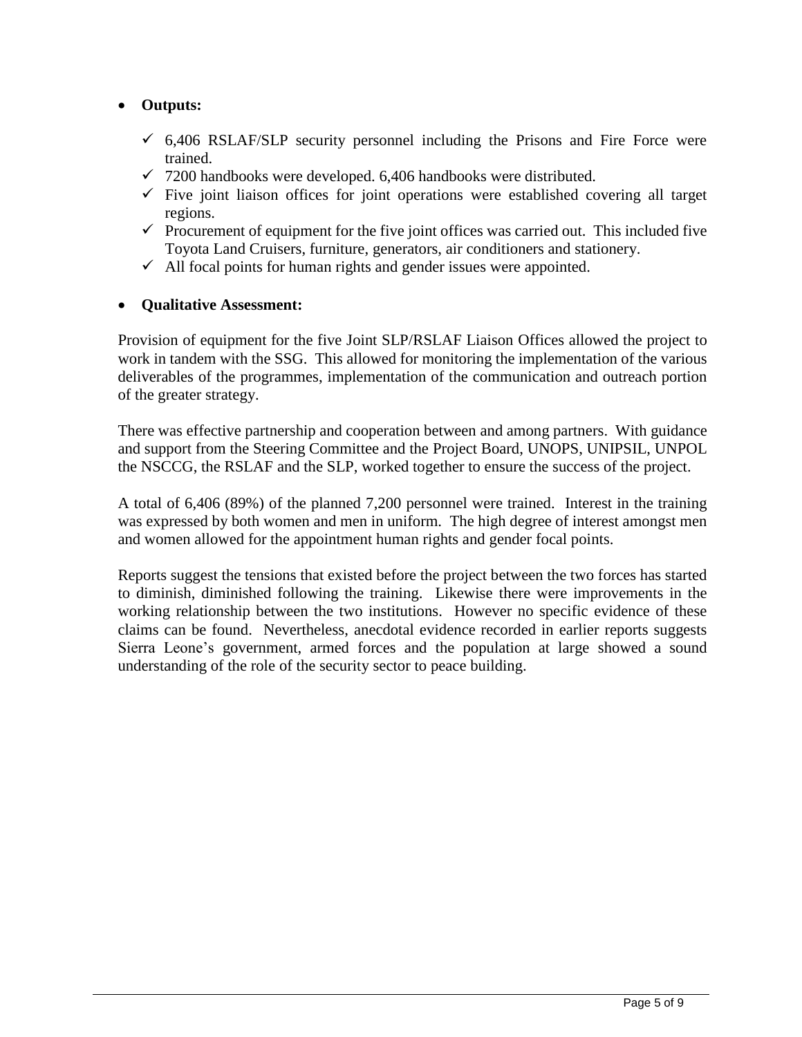- **Outputs:**

  - ✓ 6,406 RSLAF/SLP security personnel including the Prisons and Fire Force were trained.
  - ✓ 7200 handbooks were developed. 6,406 handbooks were distributed.
  - ✓ Five joint liaison offices for joint operations were established covering all target regions.
  - ✓ Procurement of equipment for the five joint offices was carried out. This included five Toyota Land Cruisers, furniture, generators, air conditioners and stationery.
  - ✓ All focal points for human rights and gender issues were appointed.

- **Qualitative Assessment:**

Provision of equipment for the five Joint SLP/RSLAF Liaison Offices allowed the project to work in tandem with the SSG. This allowed for monitoring the implementation of the various deliverables of the programmes, implementation of the communication and outreach portion of the greater strategy.

There was effective partnership and cooperation between and among partners. With guidance and support from the Steering Committee and the Project Board, UNOPS, UNIPSIL, UNPOL the NSCCG, the RSLAF and the SLP, worked together to ensure the success of the project.

A total of 6,406 (89%) of the planned 7,200 personnel were trained. Interest in the training was expressed by both women and men in uniform. The high degree of interest amongst men and women allowed for the appointment human rights and gender focal points.

Reports suggest the tensions that existed before the project between the two forces has started to diminish, diminished following the training. Likewise there were improvements in the working relationship between the two institutions. However no specific evidence of these claims can be found. Nevertheless, anecdotal evidence recorded in earlier reports suggests Sierra Leone's government, armed forces and the population at large showed a sound understanding of the role of the security sector to peace building.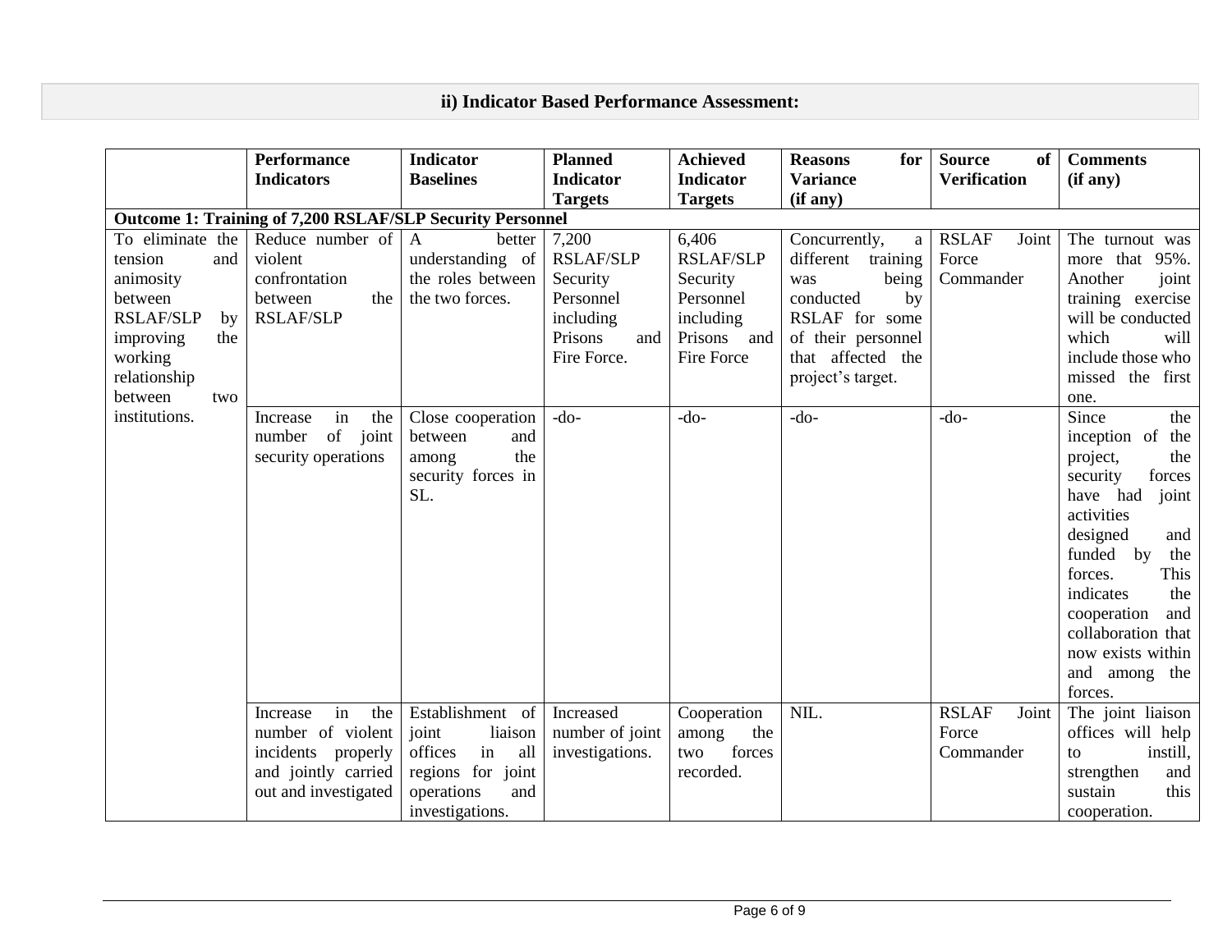## ii) Indicator Based Performance Assessment:

| | Performance Indicators | Indicator Baselines | Planned Indicator Targets | Achieved Indicator Targets | Reasons for Variance (if any) | Source of Verification | Comments (if any) |
|---|---|---|---|---|---|---|---|
| **Outcome 1: Training of 7,200 RSLAF/SLP Security Personnel** | | | | | | | |
| To eliminate the tension and animosity between RSLAF/SLP by improving the working relationship between two institutions. | Reduce number of violent confrontation between the RSLAF/SLP | A better understanding of the roles between the two forces. | 7,200 RSLAF/SLP Security Personnel including Prisons and Fire Force. | 6,406 RSLAF/SLP Security Personnel including Prisons and Fire Force | Concurrently, a different training was being conducted by RSLAF for some of their personnel that affected the project's target. | RSLAF Joint Force Commander | The turnout was more that 95%. Another joint training exercise will be conducted which will include those who missed the first one. |
| | Increase in the number of joint security operations | Close cooperation between and among the security forces in SL. | -do- | -do- | -do- | -do- | Since the inception of the project, the security forces have had joint activities designed and funded by the forces. This indicates the cooperation and collaboration that now exists within and among the forces. |
| | Increase in the number of violent incidents properly and jointly carried out and investigated | Establishment of joint liaison offices in all regions for joint operations and investigations. | Increased number of joint investigations. | Cooperation among the two forces recorded. | NIL. | RSLAF Joint Force Commander | The joint liaison offices will help to instill, strengthen and sustain this cooperation. |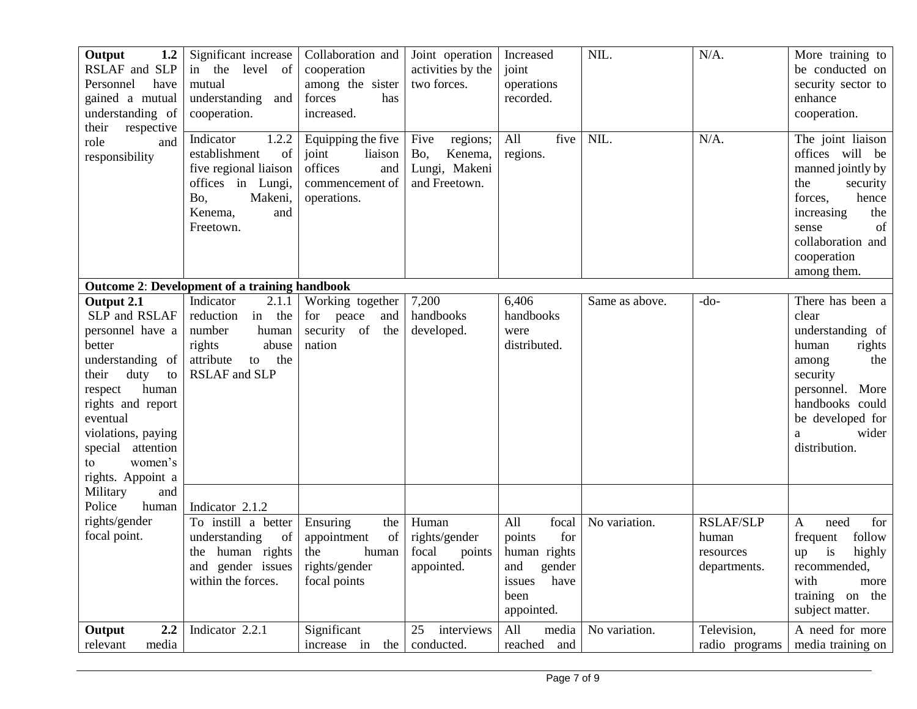| | | | | | | | |
|---|---|---|---|---|---|---|---|
| **Output 1.2** RSLAF and SLP Personnel have gained a mutual understanding of their respective role and responsibility | Significant increase in the level of mutual understanding and cooperation. | Collaboration and cooperation among the sister forces has increased. | Joint operation activities by the two forces. | Increased joint operations recorded. | NIL. | N/A. | More training to be conducted on security sector to enhance cooperation. |
| | Indicator 1.2.2 establishment of five regional liaison offices in Lungi, Bo, Makeni, Kenema, and Freetown. | Equipping the five joint liaison offices and commencement of operations. | Five regions; Bo, Kenema, Lungi, Makeni and Freetown. | All five regions. | NIL. | N/A. | The joint liaison offices will be manned jointly by the security forces, hence increasing the sense of collaboration and cooperation among them. |
| **Outcome 2**: **Development of a training handbook** | | | | | | | |
| **Output 2.1** SLP and RSLAF personnel have a better understanding of their duty to respect human rights and report eventual violations, paying special attention to women's rights. Appoint a Military and Police human rights/gender focal point. | Indicator 2.1.1 reduction in the number human rights abuse attribute to the RSLAF and SLP | Working together for peace and security of the nation | 7,200 handbooks developed. | 6,406 handbooks were distributed. | Same as above. | -do- | There has been a clear understanding of human rights among the security personnel. More handbooks could be developed for a wider distribution. |
| | Indicator 2.1.2 | | | | | | |
| | To instill a better understanding of the human rights and gender issues within the forces. | Ensuring the appointment of the human rights/gender focal points | Human rights/gender focal points appointed. | All focal points for human rights and gender issues have been appointed. | No variation. | RSLAF/SLP human resources departments. | A need for frequent follow up is highly recommended, with more training on the subject matter. |
| **Output 2.2** relevant media | Indicator 2.2.1 | Significant increase in the | 25 interviews conducted. | All media reached and | No variation. | Television, radio programs | A need for more media training on |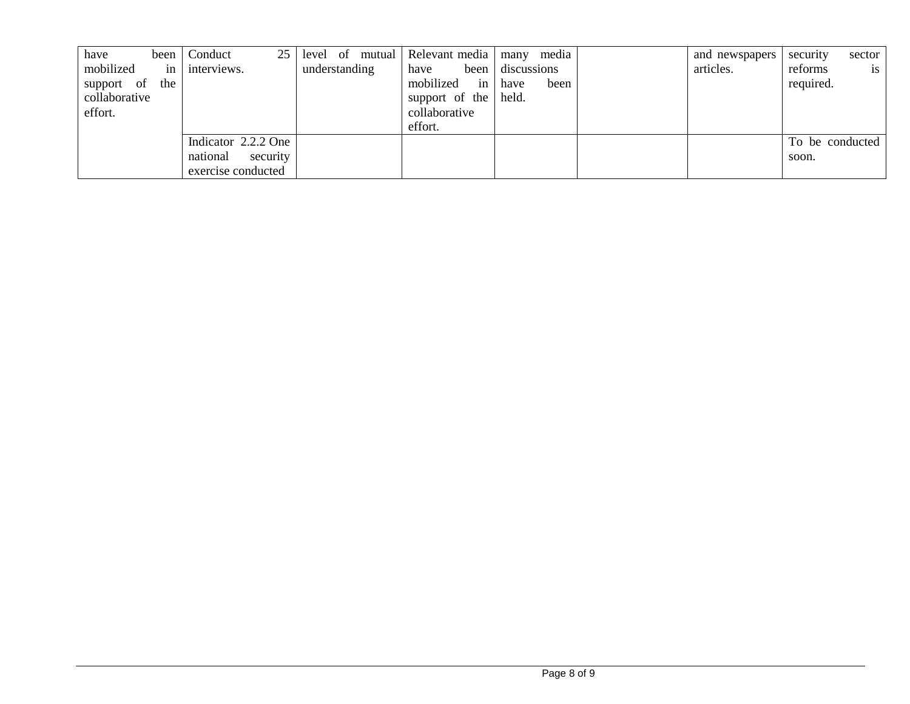| | | | | | | | |
|---|---|---|---|---|---|---|---|
| have been mobilized in support of the collaborative effort. | Conduct 25 interviews. | level of mutual understanding | Relevant media have been mobilized in support of the collaborative effort. | many media discussions have been held. | | and newspapers articles. | security sector reforms is required. |
| | Indicator 2.2.2 One national security exercise conducted | | | | | | To be conducted soon. |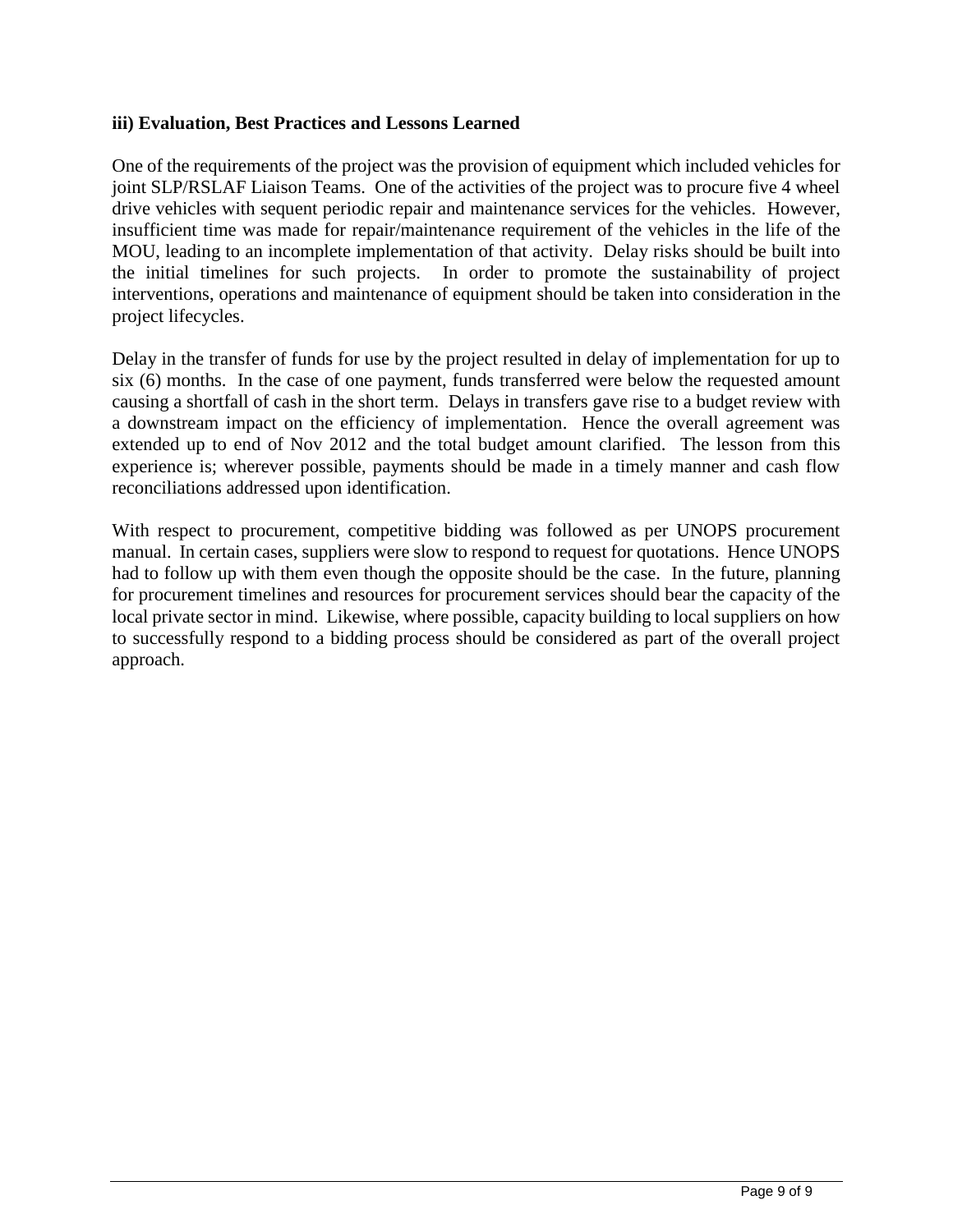### iii) Evaluation, Best Practices and Lessons Learned

One of the requirements of the project was the provision of equipment which included vehicles for joint SLP/RSLAF Liaison Teams. One of the activities of the project was to procure five 4 wheel drive vehicles with sequent periodic repair and maintenance services for the vehicles. However, insufficient time was made for repair/maintenance requirement of the vehicles in the life of the MOU, leading to an incomplete implementation of that activity. Delay risks should be built into the initial timelines for such projects. In order to promote the sustainability of project interventions, operations and maintenance of equipment should be taken into consideration in the project lifecycles.

Delay in the transfer of funds for use by the project resulted in delay of implementation for up to six (6) months. In the case of one payment, funds transferred were below the requested amount causing a shortfall of cash in the short term. Delays in transfers gave rise to a budget review with a downstream impact on the efficiency of implementation. Hence the overall agreement was extended up to end of Nov 2012 and the total budget amount clarified. The lesson from this experience is; wherever possible, payments should be made in a timely manner and cash flow reconciliations addressed upon identification.

With respect to procurement, competitive bidding was followed as per UNOPS procurement manual. In certain cases, suppliers were slow to respond to request for quotations. Hence UNOPS had to follow up with them even though the opposite should be the case. In the future, planning for procurement timelines and resources for procurement services should bear the capacity of the local private sector in mind. Likewise, where possible, capacity building to local suppliers on how to successfully respond to a bidding process should be considered as part of the overall project approach.